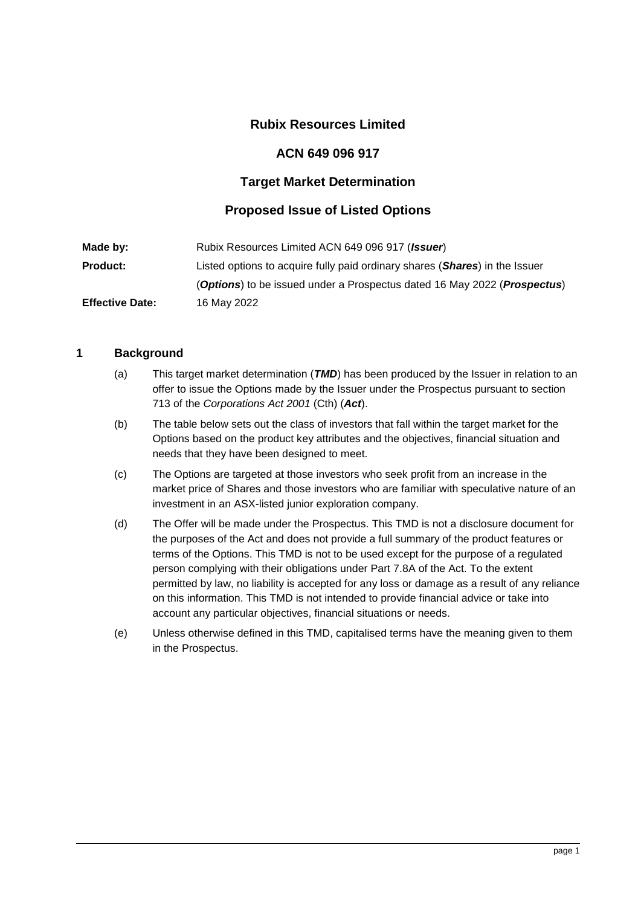# Rubix Resources Limited

## ACN 649 096 917

## Target Market Determination

## Proposed Issue of Listed Options

| | |
|---|---|
| **Made by:** | Rubix Resources Limited ACN 649 096 917 (***Issuer***) |
| **Product:** | Listed options to acquire fully paid ordinary shares (***Shares***) in the Issuer (***Options***) to be issued under a Prospectus dated 16 May 2022 (***Prospectus***) |
| **Effective Date:** | 16 May 2022 |

## 1 Background

(a) This target market determination (***TMD***) has been produced by the Issuer in relation to an offer to issue the Options made by the Issuer under the Prospectus pursuant to section 713 of the *Corporations Act 2001* (Cth) (***Act***).

(b) The table below sets out the class of investors that fall within the target market for the Options based on the product key attributes and the objectives, financial situation and needs that they have been designed to meet.

(c) The Options are targeted at those investors who seek profit from an increase in the market price of Shares and those investors who are familiar with speculative nature of an investment in an ASX-listed junior exploration company.

(d) The Offer will be made under the Prospectus. This TMD is not a disclosure document for the purposes of the Act and does not provide a full summary of the product features or terms of the Options. This TMD is not to be used except for the purpose of a regulated person complying with their obligations under Part 7.8A of the Act. To the extent permitted by law, no liability is accepted for any loss or damage as a result of any reliance on this information. This TMD is not intended to provide financial advice or take into account any particular objectives, financial situations or needs.

(e) Unless otherwise defined in this TMD, capitalised terms have the meaning given to them in the Prospectus.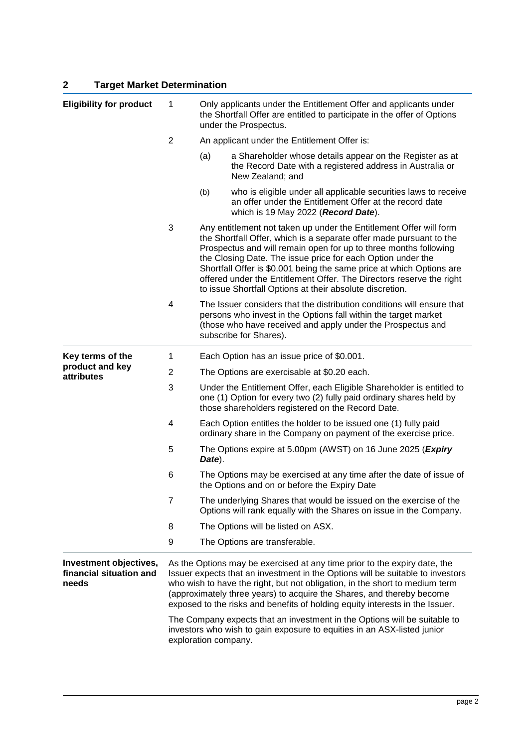## 2 Target Market Determination

| | | |
|---|---|---|
| **Eligibility for product** | 1 | Only applicants under the Entitlement Offer and applicants under the Shortfall Offer are entitled to participate in the offer of Options under the Prospectus. |
| | 2 | An applicant under the Entitlement Offer is:<br>(a) a Shareholder whose details appear on the Register as at the Record Date with a registered address in Australia or New Zealand; and<br>(b) who is eligible under all applicable securities laws to receive an offer under the Entitlement Offer at the record date which is 19 May 2022 (***Record Date***). |
| | 3 | Any entitlement not taken up under the Entitlement Offer will form the Shortfall Offer, which is a separate offer made pursuant to the Prospectus and will remain open for up to three months following the Closing Date. The issue price for each Option under the Shortfall Offer is \$0.001 being the same price at which Options are offered under the Entitlement Offer. The Directors reserve the right to issue Shortfall Options at their absolute discretion. |
| | 4 | The Issuer considers that the distribution conditions will ensure that persons who invest in the Options fall within the target market (those who have received and apply under the Prospectus and subscribe for Shares). |
| **Key terms of the product and key attributes** | 1 | Each Option has an issue price of \$0.001. |
| | 2 | The Options are exercisable at \$0.20 each. |
| | 3 | Under the Entitlement Offer, each Eligible Shareholder is entitled to one (1) Option for every two (2) fully paid ordinary shares held by those shareholders registered on the Record Date. |
| | 4 | Each Option entitles the holder to be issued one (1) fully paid ordinary share in the Company on payment of the exercise price. |
| | 5 | The Options expire at 5.00pm (AWST) on 16 June 2025 (***Expiry Date***). |
| | 6 | The Options may be exercised at any time after the date of issue of the Options and on or before the Expiry Date |
| | 7 | The underlying Shares that would be issued on the exercise of the Options will rank equally with the Shares on issue in the Company. |
| | 8 | The Options will be listed on ASX. |
| | 9 | The Options are transferable. |
| **Investment objectives, financial situation and needs** | | As the Options may be exercised at any time prior to the expiry date, the Issuer expects that an investment in the Options will be suitable to investors who wish to have the right, but not obligation, in the short to medium term (approximately three years) to acquire the Shares, and thereby become exposed to the risks and benefits of holding equity interests in the Issuer.<br><br>The Company expects that an investment in the Options will be suitable to investors who wish to gain exposure to equities in an ASX-listed junior exploration company. |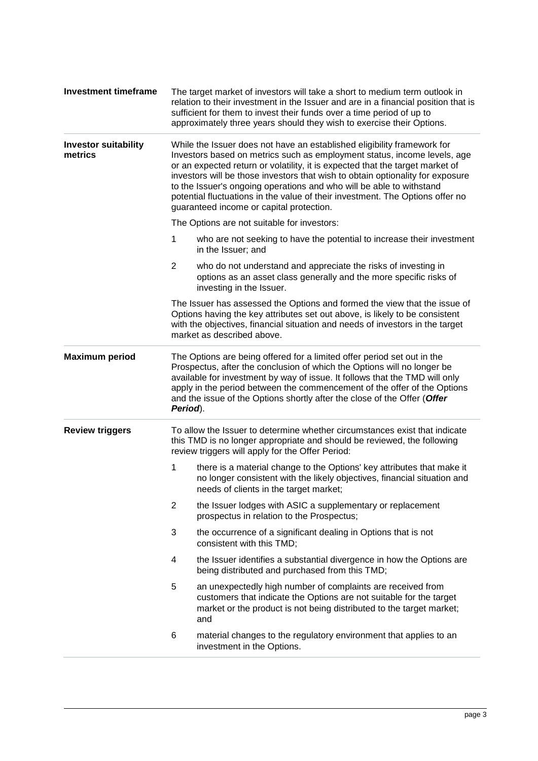| | |
|---|---|
| **Investment timeframe** | The target market of investors will take a short to medium term outlook in relation to their investment in the Issuer and are in a financial position that is sufficient for them to invest their funds over a time period of up to approximately three years should they wish to exercise their Options. |
| **Investor suitability metrics** | While the Issuer does not have an established eligibility framework for Investors based on metrics such as employment status, income levels, age or an expected return or volatility, it is expected that the target market of investors will be those investors that wish to obtain optionality for exposure to the Issuer's ongoing operations and who will be able to withstand potential fluctuations in the value of their investment. The Options offer no guaranteed income or capital protection.<br><br>The Options are not suitable for investors:<br><br>1 who are not seeking to have the potential to increase their investment in the Issuer; and<br><br>2 who do not understand and appreciate the risks of investing in options as an asset class generally and the more specific risks of investing in the Issuer.<br><br>The Issuer has assessed the Options and formed the view that the issue of Options having the key attributes set out above, is likely to be consistent with the objectives, financial situation and needs of investors in the target market as described above. |
| **Maximum period** | The Options are being offered for a limited offer period set out in the Prospectus, after the conclusion of which the Options will no longer be available for investment by way of issue. It follows that the TMD will only apply in the period between the commencement of the offer of the Options and the issue of the Options shortly after the close of the Offer (***Offer Period***). |
| **Review triggers** | To allow the Issuer to determine whether circumstances exist that indicate this TMD is no longer appropriate and should be reviewed, the following review triggers will apply for the Offer Period:<br><br>1 there is a material change to the Options' key attributes that make it no longer consistent with the likely objectives, financial situation and needs of clients in the target market;<br><br>2 the Issuer lodges with ASIC a supplementary or replacement prospectus in relation to the Prospectus;<br><br>3 the occurrence of a significant dealing in Options that is not consistent with this TMD;<br><br>4 the Issuer identifies a substantial divergence in how the Options are being distributed and purchased from this TMD;<br><br>5 an unexpectedly high number of complaints are received from customers that indicate the Options are not suitable for the target market or the product is not being distributed to the target market; and<br><br>6 material changes to the regulatory environment that applies to an investment in the Options. |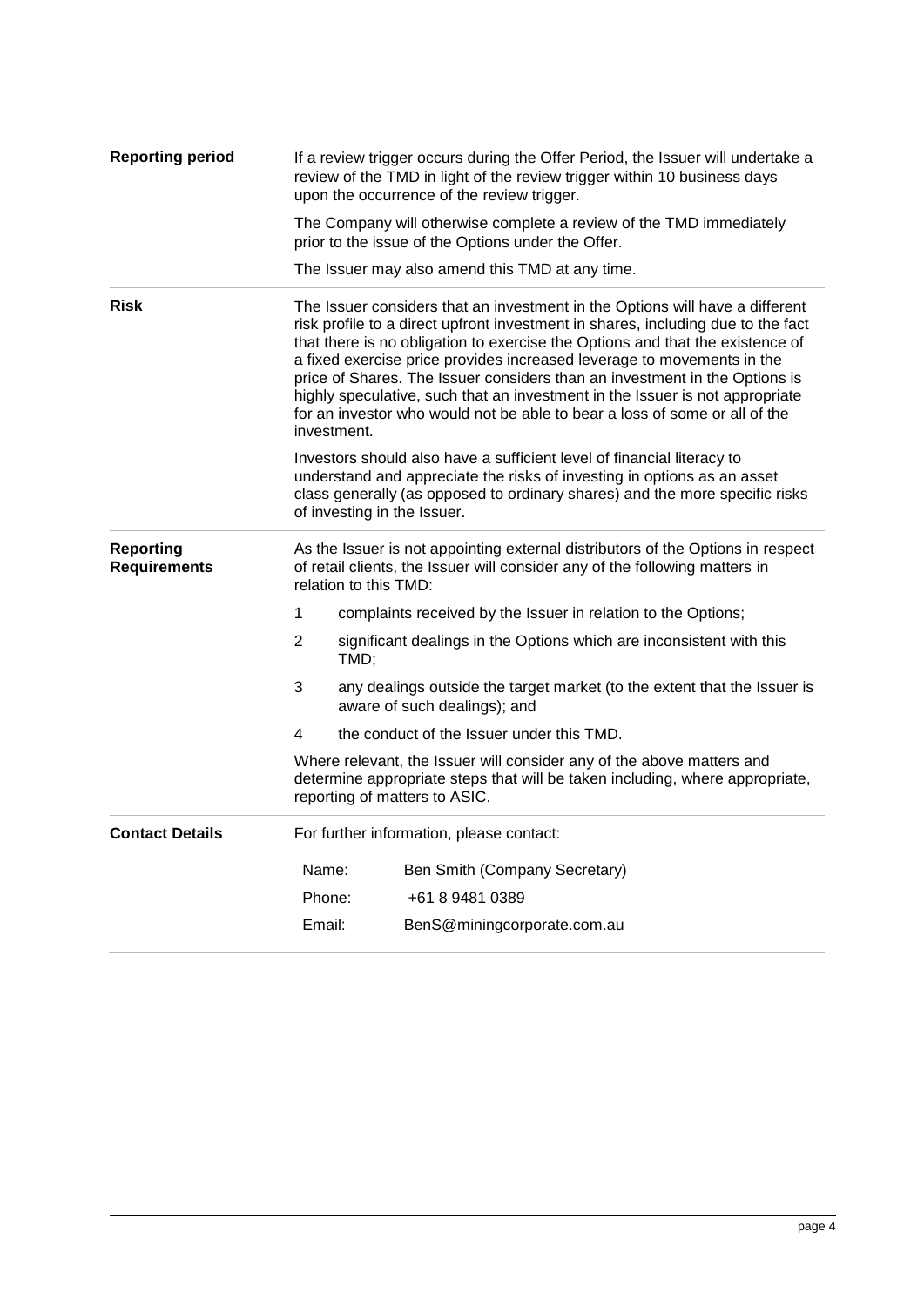| | |
|---|---|
| **Reporting period** | If a review trigger occurs during the Offer Period, the Issuer will undertake a review of the TMD in light of the review trigger within 10 business days upon the occurrence of the review trigger.<br><br>The Company will otherwise complete a review of the TMD immediately prior to the issue of the Options under the Offer.<br><br>The Issuer may also amend this TMD at any time. |
| **Risk** | The Issuer considers that an investment in the Options will have a different risk profile to a direct upfront investment in shares, including due to the fact that there is no obligation to exercise the Options and that the existence of a fixed exercise price provides increased leverage to movements in the price of Shares. The Issuer considers than an investment in the Options is highly speculative, such that an investment in the Issuer is not appropriate for an investor who would not be able to bear a loss of some or all of the investment.<br><br>Investors should also have a sufficient level of financial literacy to understand and appreciate the risks of investing in options as an asset class generally (as opposed to ordinary shares) and the more specific risks of investing in the Issuer. |
| **Reporting Requirements** | As the Issuer is not appointing external distributors of the Options in respect of retail clients, the Issuer will consider any of the following matters in relation to this TMD:<br><br>1 complaints received by the Issuer in relation to the Options;<br>2 significant dealings in the Options which are inconsistent with this TMD;<br>3 any dealings outside the target market (to the extent that the Issuer is aware of such dealings); and<br>4 the conduct of the Issuer under this TMD.<br><br>Where relevant, the Issuer will consider any of the above matters and determine appropriate steps that will be taken including, where appropriate, reporting of matters to ASIC. |
| **Contact Details** | For further information, please contact:<br><br>Name: Ben Smith (Company Secretary)<br>Phone: +61 8 9481 0389<br>Email: BenS@miningcorporate.com.au |